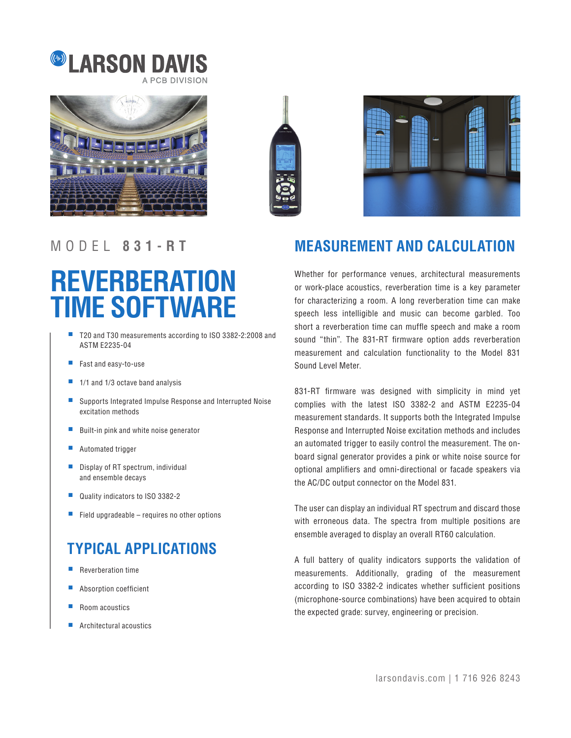LARSON DAVIS

A PCB DIVISION

MODEL **831-RT**

# REVERBERATION TIME SOFTWARE

- T20 and T30 measurements according to ISO 3382-2:2008 and ASTM E2235-04
- Fast and easy-to-use
- 1/1 and 1/3 octave band analysis
- Supports Integrated Impulse Response and Interrupted Noise excitation methods
- Built-in pink and white noise generator
- Automated trigger
- Display of RT spectrum, individual and ensemble decays
- Quality indicators to ISO 3382-2
- Field upgradeable – requires no other options

## TYPICAL APPLICATIONS

- Reverberation time
- Absorption coefficient
- Room acoustics
- Architectural acoustics

## MEASUREMENT AND CALCULATION

Whether for performance venues, architectural measurements or work-place acoustics, reverberation time is a key parameter for characterizing a room. A long reverberation time can make speech less intelligible and music can become garbled. Too short a reverberation time can muffle speech and make a room sound "thin". The 831-RT firmware option adds reverberation measurement and calculation functionality to the Model 831 Sound Level Meter.

831-RT firmware was designed with simplicity in mind yet complies with the latest ISO 3382-2 and ASTM E2235-04 measurement standards. It supports both the Integrated Impulse Response and Interrupted Noise excitation methods and includes an automated trigger to easily control the measurement. The on-board signal generator provides a pink or white noise source for optional amplifiers and omni-directional or facade speakers via the AC/DC output connector on the Model 831.

The user can display an individual RT spectrum and discard those with erroneous data. The spectra from multiple positions are ensemble averaged to display an overall RT60 calculation.

A full battery of quality indicators supports the validation of measurements. Additionally, grading of the measurement according to ISO 3382-2 indicates whether sufficient positions (microphone-source combinations) have been acquired to obtain the expected grade: survey, engineering or precision.

larsondavis.com | 1 716 926 8243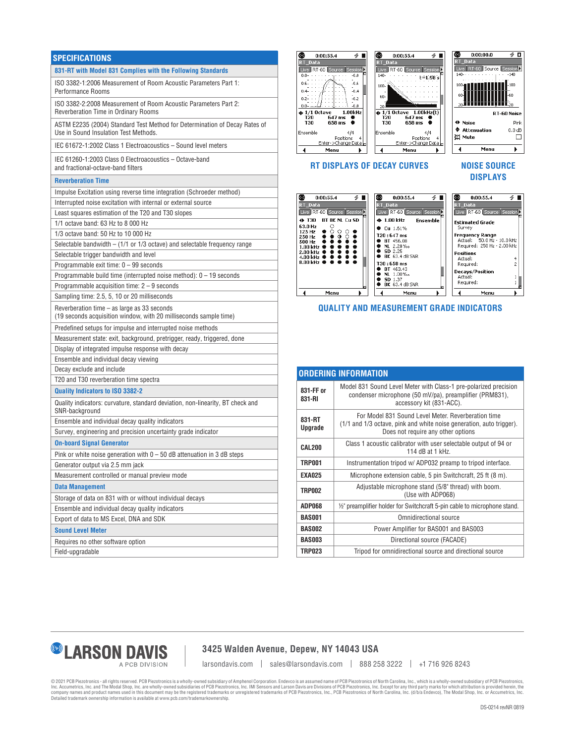## SPECIFICATIONS

### 831-RT with Model 831 Complies with the Following Standards

- ISO 3382-1:2006 Measurement of Room Acoustic Parameters Part 1: Performance Rooms
- ISO 3382-2:2008 Measurement of Room Acoustic Parameters Part 2: Reverberation Time in Ordinary Rooms
- ASTM E2235 (2004) Standard Test Method for Determination of Decay Rates of Use in Sound Insulation Test Methods.
- IEC 61672-1:2002 Class 1 Electroacoustics – Sound level meters
- IEC 61260-1:2003 Class 0 Electroacoustics – Octave-band and fractional-octave-band filters

### Reverberation Time

- Impulse Excitation using reverse time integration (Schroeder method)
- Interrupted noise excitation with internal or external source
- Least squares estimation of the T20 and T30 slopes
- 1/1 octave band: 63 Hz to 8 000 Hz
- 1/3 octave band: 50 Hz to 10 000 Hz
- Selectable bandwidth – (1/1 or 1/3 octave) and selectable frequency range
- Selectable trigger bandwidth and level
- Programmable exit time: 0 – 99 seconds
- Programmable build time (interrupted noise method): 0 – 19 seconds
- Programmable acquisition time: 2 – 9 seconds
- Sampling time: 2.5, 5, 10 or 20 milliseconds
- Reverberation time – as large as 33 seconds (19 seconds acquisition window, with 20 milliseconds sample time)
- Predefined setups for impulse and interrupted noise methods
- Measurement state: exit, background, pretrigger, ready, triggered, done
- Display of integrated impulse response with decay
- Ensemble and individual decay viewing
- Decay exclude and include
- T20 and T30 reverberation time spectra

### Quality Indicators to ISO 3382-2

- Quality indicators: curvature, standard deviation, non-linearity, BT check and SNR-background
- Ensemble and individual decay quality indicators
- Survey, engineering and precision uncertainty grade indicator

### On-board Signal Generator

- Pink or white noise generation with 0 – 50 dB attenuation in 3 dB steps
- Generator output via 2.5 mm jack
- Measurement controlled or manual preview mode

### Data Management

- Storage of data on 831 with or without individual decays
- Ensemble and individual decay quality indicators
- Export of data to MS Excel, DNA and SDK

### Sound Level Meter

- Requires no other software option
- Field-upgradable

RT DISPLAYS OF DECAY CURVES

NOISE SOURCE DISPLAYS

QUALITY AND MEASUREMENT GRADE INDICATORS

## ORDERING INFORMATION

| | |
|---|---|
| **831-FF or 831-RI** | Model 831 Sound Level Meter with Class-1 pre-polarized precision condenser microphone (50 mV/pa), preamplifier (PRM831), accessory kit (831-ACC). |
| **831-RT Upgrade** | For Model 831 Sound Level Meter. Reverberation time (1/1 and 1/3 octave, pink and white noise generation, auto trigger). Does not require any other options |
| **CAL200** | Class 1 acoustic calibrator with user selectable output of 94 or 114 dB at 1 kHz. |
| **TRP001** | Instrumentation tripod w/ ADP032 preamp to tripod interface. |
| **EXA025** | Microphone extension cable, 5 pin Switchcraft, 25 ft (8 m). |
| **TRP002** | Adjustable microphone stand (5/8" thread) with boom. (Use with ADP068) |
| **ADP068** | ½" preamplifier holder for Switchcraft 5-pin cable to microphone stand. |
| **BAS001** | Omnidirectional source |
| **BAS002** | Power Amplifier for BAS001 and BAS003 |
| **BAS003** | Directional source (FACADE) |
| **TRP023** | Tripod for omnidirectional source and directional source |

LARSON DAVIS A PCB DIVISION

3425 Walden Avenue, Depew, NY 14043 USA

larsondavis.com | sales@larsondavis.com | 888 258 3222 | +1 716 926 8243

© 2021 PCB Piezotronics - all rights reserved. PCB Piezotronics is a wholly-owned subsidiary of Amphenol Corporation. Endevco is an assumed name of PCB Piezotronics of North Carolina, Inc., which is a wholly-owned subsidiary of PCB Piezotronics, Inc. Accumetrics, Inc. and The Modal Shop, Inc. are wholly-owned subsidiaries of PCB Piezotronics, Inc. IMI Sensors and Larson Davis are Divisions of PCB Piezotronics, Inc. Except for any third party marks for which attribution is provided herein, the company names and product names used in this document may be the registered trademarks or unregistered trademarks of PCB Piezotronics, Inc., PCB Piezotronics of North Carolina, Inc. (d/b/a Endevco), The Modal Shop, Inc. or Accumetrics, Inc. Detailed trademark ownership information is available at www.pcb.com/trademarkownership.

DS-0214 revNR 0819